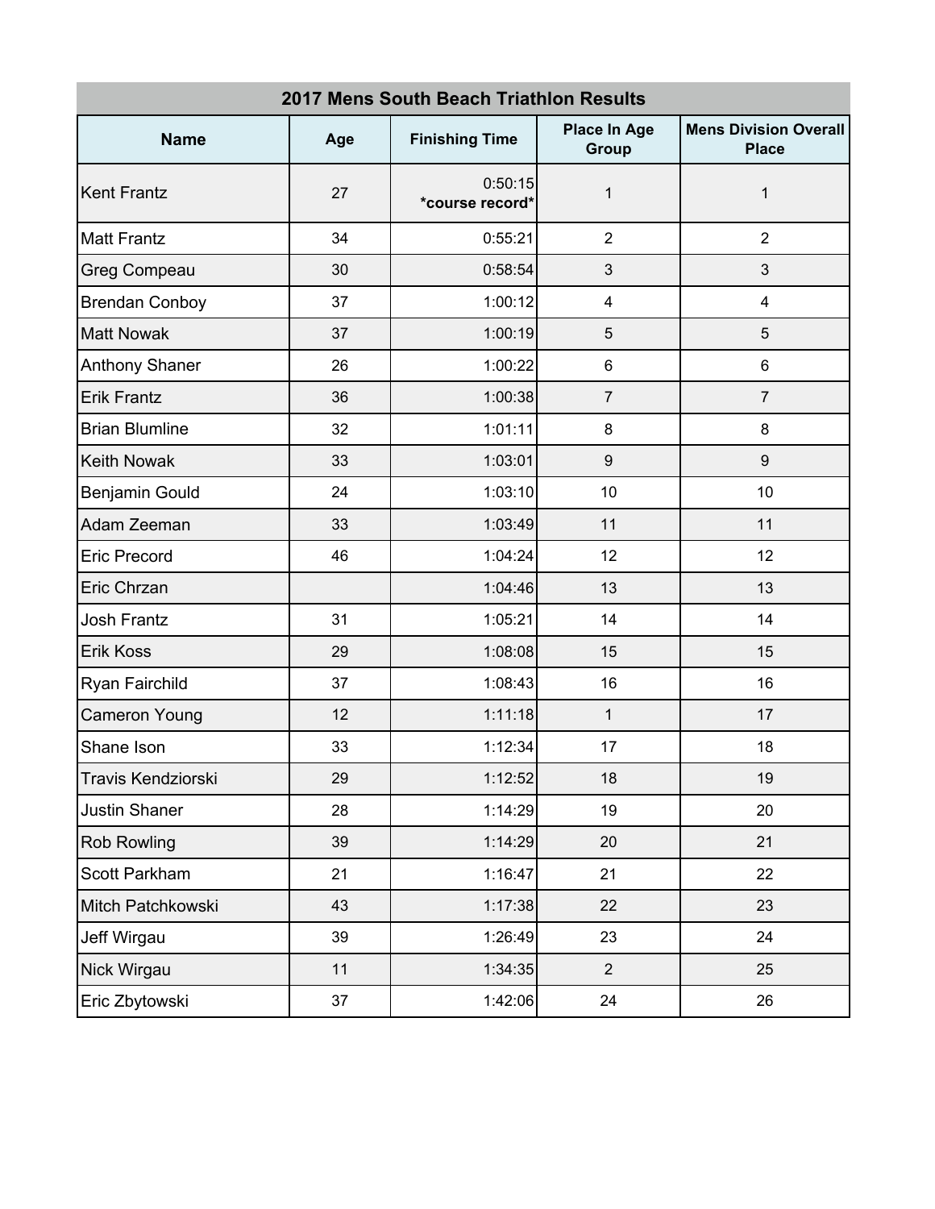| 2017 Mens South Beach Triathlon Results | | | | |
|---|---|---|---|---|
| **Name** | **Age** | **Finishing Time** | **Place In Age Group** | **Mens Division Overall Place** |
| Kent Frantz | 27 | 0:50:15 **\*course record\*** | 1 | 1 |
| Matt Frantz | 34 | 0:55:21 | 2 | 2 |
| Greg Compeau | 30 | 0:58:54 | 3 | 3 |
| Brendan Conboy | 37 | 1:00:12 | 4 | 4 |
| Matt Nowak | 37 | 1:00:19 | 5 | 5 |
| Anthony Shaner | 26 | 1:00:22 | 6 | 6 |
| Erik Frantz | 36 | 1:00:38 | 7 | 7 |
| Brian Blumline | 32 | 1:01:11 | 8 | 8 |
| Keith Nowak | 33 | 1:03:01 | 9 | 9 |
| Benjamin Gould | 24 | 1:03:10 | 10 | 10 |
| Adam Zeeman | 33 | 1:03:49 | 11 | 11 |
| Eric Precord | 46 | 1:04:24 | 12 | 12 |
| Eric Chrzan | | 1:04:46 | 13 | 13 |
| Josh Frantz | 31 | 1:05:21 | 14 | 14 |
| Erik Koss | 29 | 1:08:08 | 15 | 15 |
| Ryan Fairchild | 37 | 1:08:43 | 16 | 16 |
| Cameron Young | 12 | 1:11:18 | 1 | 17 |
| Shane Ison | 33 | 1:12:34 | 17 | 18 |
| Travis Kendziorski | 29 | 1:12:52 | 18 | 19 |
| Justin Shaner | 28 | 1:14:29 | 19 | 20 |
| Rob Rowling | 39 | 1:14:29 | 20 | 21 |
| Scott Parkham | 21 | 1:16:47 | 21 | 22 |
| Mitch Patchkowski | 43 | 1:17:38 | 22 | 23 |
| Jeff Wirgau | 39 | 1:26:49 | 23 | 24 |
| Nick Wirgau | 11 | 1:34:35 | 2 | 25 |
| Eric Zbytowski | 37 | 1:42:06 | 24 | 26 |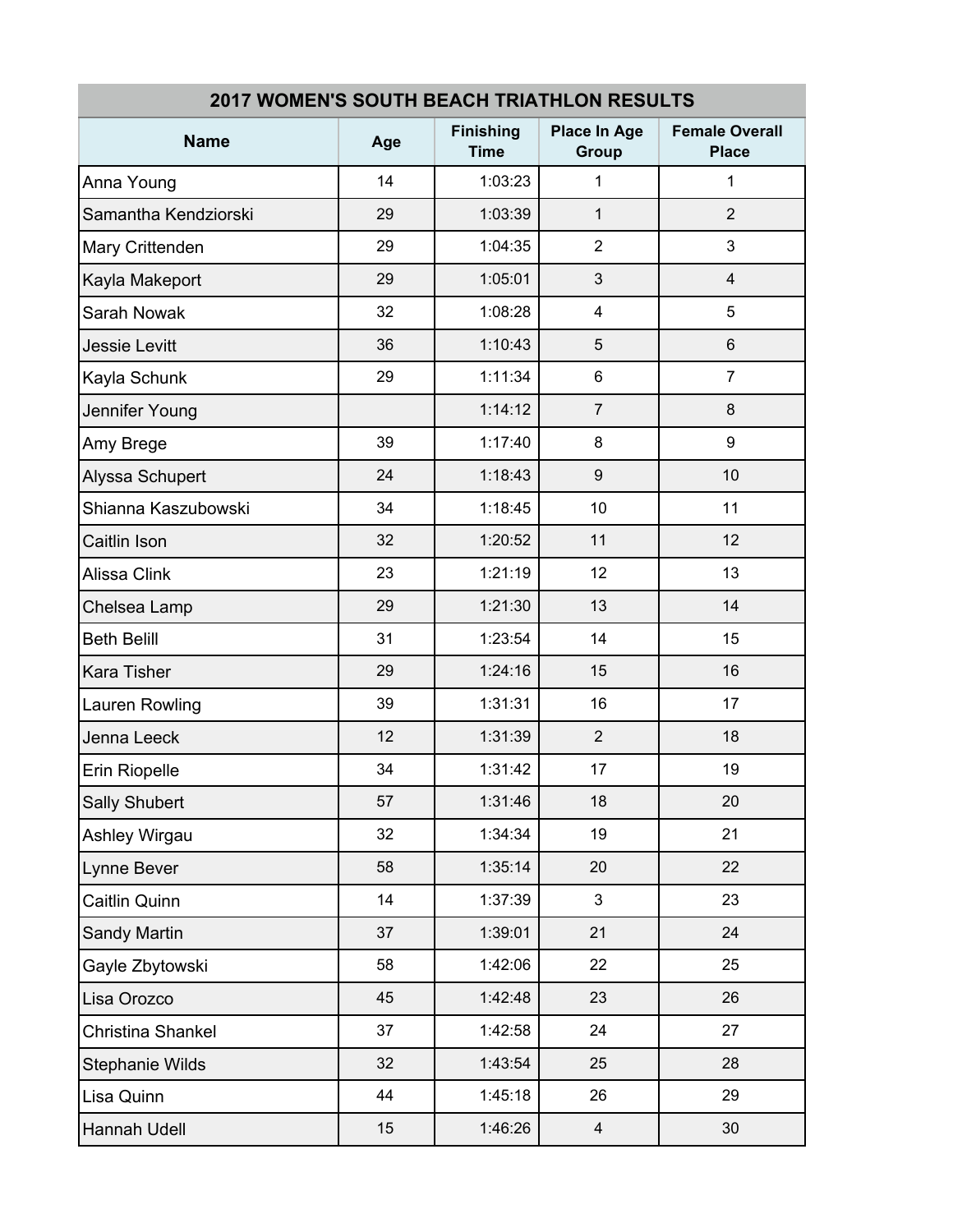| 2017 WOMEN'S SOUTH BEACH TRIATHLON RESULTS | | | | |
|---|---|---|---|---|
| **Name** | **Age** | **Finishing Time** | **Place In Age Group** | **Female Overall Place** |
| Anna Young | 14 | 1:03:23 | 1 | 1 |
| Samantha Kendziorski | 29 | 1:03:39 | 1 | 2 |
| Mary Crittenden | 29 | 1:04:35 | 2 | 3 |
| Kayla Makeport | 29 | 1:05:01 | 3 | 4 |
| Sarah Nowak | 32 | 1:08:28 | 4 | 5 |
| Jessie Levitt | 36 | 1:10:43 | 5 | 6 |
| Kayla Schunk | 29 | 1:11:34 | 6 | 7 |
| Jennifer Young | | 1:14:12 | 7 | 8 |
| Amy Brege | 39 | 1:17:40 | 8 | 9 |
| Alyssa Schupert | 24 | 1:18:43 | 9 | 10 |
| Shianna Kaszubowski | 34 | 1:18:45 | 10 | 11 |
| Caitlin Ison | 32 | 1:20:52 | 11 | 12 |
| Alissa Clink | 23 | 1:21:19 | 12 | 13 |
| Chelsea Lamp | 29 | 1:21:30 | 13 | 14 |
| Beth Belill | 31 | 1:23:54 | 14 | 15 |
| Kara Tisher | 29 | 1:24:16 | 15 | 16 |
| Lauren Rowling | 39 | 1:31:31 | 16 | 17 |
| Jenna Leeck | 12 | 1:31:39 | 2 | 18 |
| Erin Riopelle | 34 | 1:31:42 | 17 | 19 |
| Sally Shubert | 57 | 1:31:46 | 18 | 20 |
| Ashley Wirgau | 32 | 1:34:34 | 19 | 21 |
| Lynne Bever | 58 | 1:35:14 | 20 | 22 |
| Caitlin Quinn | 14 | 1:37:39 | 3 | 23 |
| Sandy Martin | 37 | 1:39:01 | 21 | 24 |
| Gayle Zbytowski | 58 | 1:42:06 | 22 | 25 |
| Lisa Orozco | 45 | 1:42:48 | 23 | 26 |
| Christina Shankel | 37 | 1:42:58 | 24 | 27 |
| Stephanie Wilds | 32 | 1:43:54 | 25 | 28 |
| Lisa Quinn | 44 | 1:45:18 | 26 | 29 |
| Hannah Udell | 15 | 1:46:26 | 4 | 30 |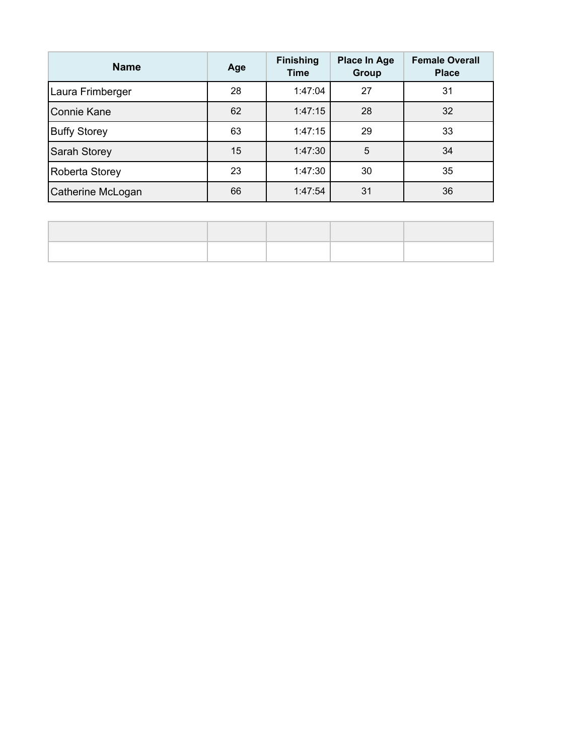| Name | Age | Finishing Time | Place In Age Group | Female Overall Place |
|---|---|---|---|---|
| Laura Frimberger | 28 | 1:47:04 | 27 | 31 |
| Connie Kane | 62 | 1:47:15 | 28 | 32 |
| Buffy Storey | 63 | 1:47:15 | 29 | 33 |
| Sarah Storey | 15 | 1:47:30 | 5 | 34 |
| Roberta Storey | 23 | 1:47:30 | 30 | 35 |
| Catherine McLogan | 66 | 1:47:54 | 31 | 36 |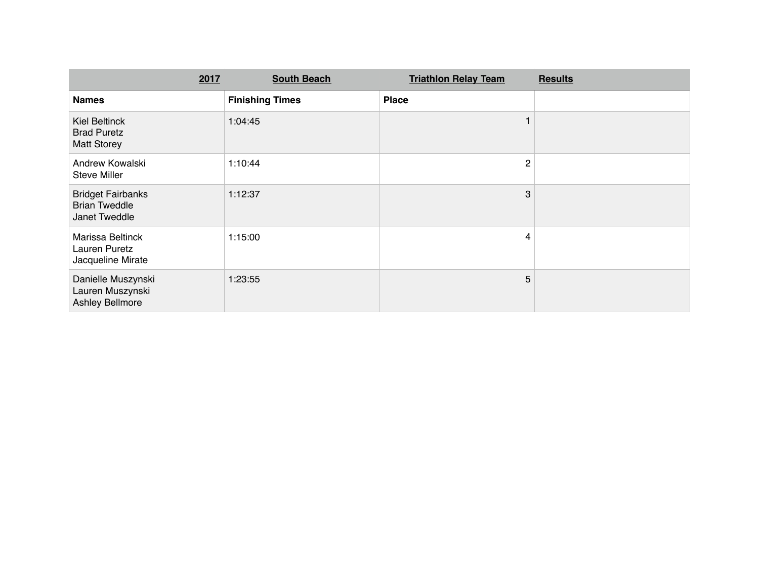| 2017 | South Beach | Triathlon Relay Team | Results |
|---|---|---|---|
| **Names** | **Finishing Times** | **Place** | |
| Kiel Beltinck<br>Brad Puretz<br>Matt Storey | 1:04:45 | 1 | |
| Andrew Kowalski<br>Steve Miller | 1:10:44 | 2 | |
| Bridget Fairbanks<br>Brian Tweddle<br>Janet Tweddle | 1:12:37 | 3 | |
| Marissa Beltinck<br>Lauren Puretz<br>Jacqueline Mirate | 1:15:00 | 4 | |
| Danielle Muszynski<br>Lauren Muszynski<br>Ashley Bellmore | 1:23:55 | 5 | |